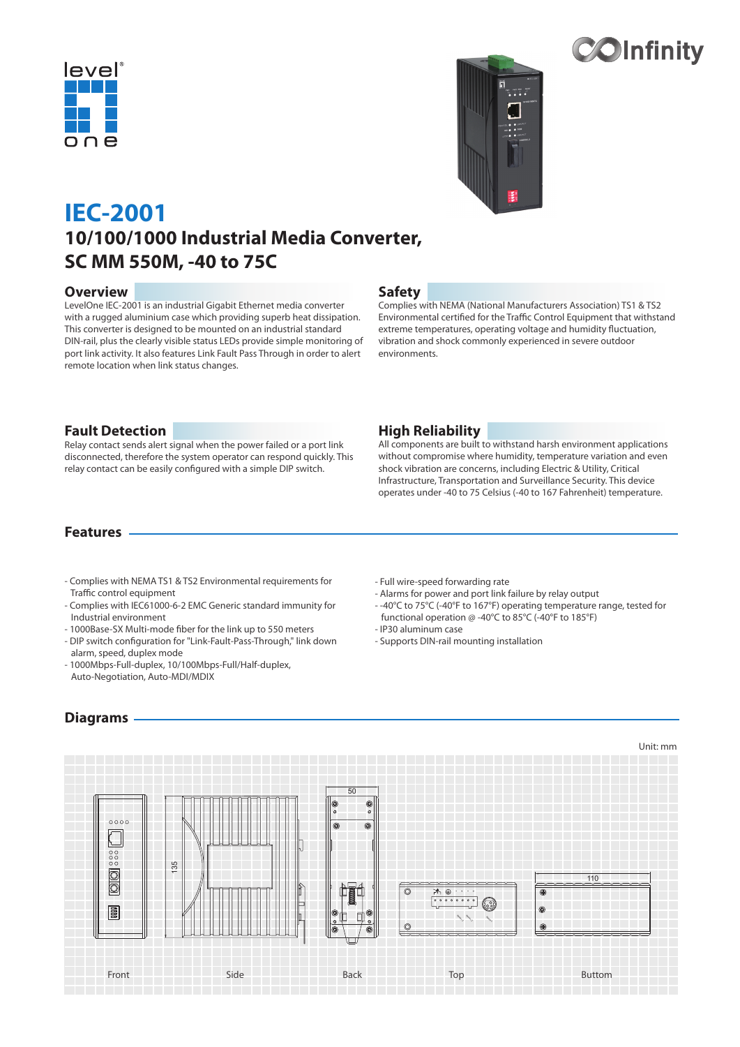# IEC-2001

## 10/100/1000 Industrial Media Converter, SC MM 550M, -40 to 75C

## Overview

LevelOne IEC-2001 is an industrial Gigabit Ethernet media converter with a rugged aluminium case which providing superb heat dissipation. This converter is designed to be mounted on an industrial standard DIN-rail, plus the clearly visible status LEDs provide simple monitoring of port link activity. It also features Link Fault Pass Through in order to alert remote location when link status changes.

## Safety

Complies with NEMA (National Manufacturers Association) TS1 & TS2 Environmental certified for the Traffic Control Equipment that withstand extreme temperatures, operating voltage and humidity fluctuation, vibration and shock commonly experienced in severe outdoor environments.

## Fault Detection

Relay contact sends alert signal when the power failed or a port link disconnected, therefore the system operator can respond quickly. This relay contact can be easily configured with a simple DIP switch.

## High Reliability

All components are built to withstand harsh environment applications without compromise where humidity, temperature variation and even shock vibration are concerns, including Electric & Utility, Critical Infrastructure, Transportation and Surveillance Security. This device operates under -40 to 75 Celsius (-40 to 167 Fahrenheit) temperature.

## Features

- Complies with NEMA TS1 & TS2 Environmental requirements for Traffic control equipment
- Complies with IEC61000-6-2 EMC Generic standard immunity for Industrial environment
- 1000Base-SX Multi-mode fiber for the link up to 550 meters
- DIP switch configuration for "Link-Fault-Pass-Through," link down alarm, speed, duplex mode
- 1000Mbps-Full-duplex, 10/100Mbps-Full/Half-duplex, Auto-Negotiation, Auto-MDI/MDIX
- Full wire-speed forwarding rate
- Alarms for power and port link failure by relay output
- -40°C to 75°C (-40°F to 167°F) operating temperature range, tested for functional operation @ -40°C to 85°C (-40°F to 185°F)
- IP30 aluminum case
- Supports DIN-rail mounting installation

## Diagrams

Unit: mm

50

135

110

Front Side Back Top Buttom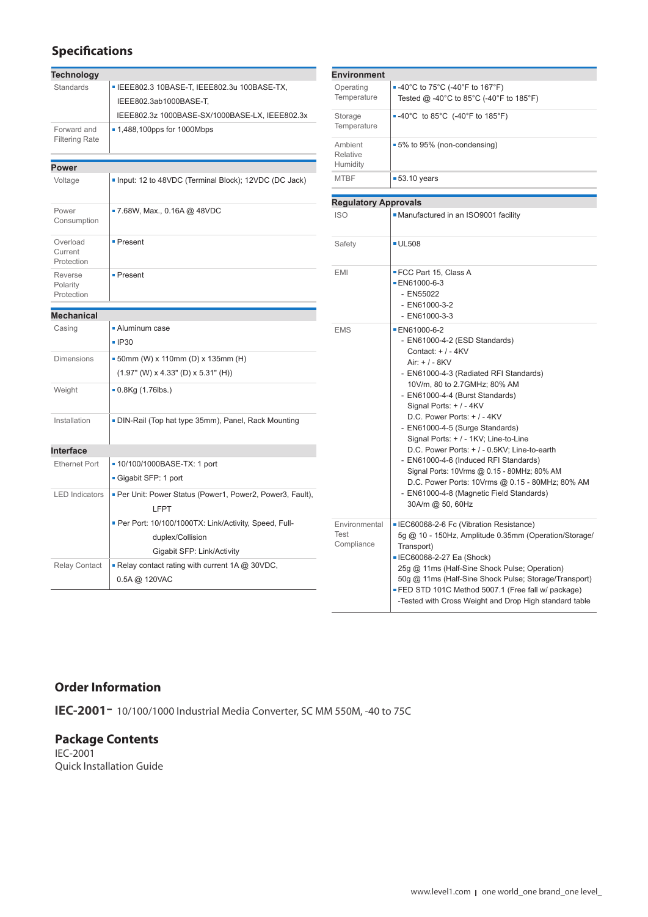## Specifications

| Technology | |
|---|---|
| Standards | ▪ IEEE802.3 10BASE-T, IEEE802.3u 100BASE-TX, IEEE802.3ab1000BASE-T, IEEE802.3z 1000BASE-SX/1000BASE-LX, IEEE802.3x |
| Forward and Filtering Rate | ▪ 1,488,100pps for 1000Mbps |

| Power | |
|---|---|
| Voltage | ▪ Input: 12 to 48VDC (Terminal Block); 12VDC (DC Jack) |
| Power Consumption | ▪ 7.68W, Max., 0.16A @ 48VDC |
| Overload Current Protection | ▪ Present |
| Reverse Polarity Protection | ▪ Present |

| Mechanical | |
|---|---|
| Casing | ▪ Aluminum case<br>▪ IP30 |
| Dimensions | ▪ 50mm (W) x 110mm (D) x 135mm (H)<br>(1.97" (W) x 4.33" (D) x 5.31" (H)) |
| Weight | ▪ 0.8Kg (1.76lbs.) |
| Installation | ▪ DIN-Rail (Top hat type 35mm), Panel, Rack Mounting |

| Interface | |
|---|---|
| Ethernet Port | ▪ 10/100/1000BASE-TX: 1 port<br>▪ Gigabit SFP: 1 port |
| LED Indicators | ▪ Per Unit: Power Status (Power1, Power2, Power3, Fault), LFPT<br>▪ Per Port: 10/100/1000TX: Link/Activity, Speed, Full-duplex/Collision<br>Gigabit SFP: Link/Activity |
| Relay Contact | ▪ Relay contact rating with current 1A @ 30VDC, 0.5A @ 120VAC |

| Environment | |
|---|---|
| Operating Temperature | ▪ -40°C to 75°C (-40°F to 167°F)<br>Tested @ -40°C to 85°C (-40°F to 185°F) |
| Storage Temperature | ▪ -40°C to 85°C (-40°F to 185°F) |
| Ambient Relative Humidity | ▪ 5% to 95% (non-condensing) |
| MTBF | ▪ 53.10 years |

| Regulatory Approvals | |
|---|---|
| ISO | ▪ Manufactured in an ISO9001 facility |
| Safety | ▪ UL508 |
| EMI | ▪ FCC Part 15, Class A<br>▪ EN61000-6-3<br>- EN55022<br>- EN61000-3-2<br>- EN61000-3-3 |
| EMS | ▪ EN61000-6-2<br>- EN61000-4-2 (ESD Standards)<br>Contact: + / - 4KV<br>Air: + / - 8KV<br>- EN61000-4-3 (Radiated RFI Standards)<br>10V/m, 80 to 2.7GMHz; 80% AM<br>- EN61000-4-4 (Burst Standards)<br>Signal Ports: + / - 4KV<br>D.C. Power Ports: + / - 4KV<br>- EN61000-4-5 (Surge Standards)<br>Signal Ports: + / - 1KV; Line-to-Line<br>D.C. Power Ports: + / - 0.5KV; Line-to-earth<br>- EN61000-4-6 (Induced RFI Standards)<br>Signal Ports: 10Vrms @ 0.15 - 80MHz; 80% AM<br>D.C. Power Ports: 10Vrms @ 0.15 - 80MHz; 80% AM<br>- EN61000-4-8 (Magnetic Field Standards)<br>30A/m @ 50, 60Hz |
| Environmental Test Compliance | ▪ IEC60068-2-6 Fc (Vibration Resistance)<br>5g @ 10 - 150Hz, Amplitude 0.35mm (Operation/Storage/Transport)<br>▪ IEC60068-2-27 Ea (Shock)<br>25g @ 11ms (Half-Sine Shock Pulse; Operation)<br>50g @ 11ms (Half-Sine Shock Pulse; Storage/Transport)<br>▪ FED STD 101C Method 5007.1 (Free fall w/ package)<br>-Tested with Cross Weight and Drop High standard table |

## Order Information

**IEC-2001**- 10/100/1000 Industrial Media Converter, SC MM 550M, -40 to 75C

## Package Contents

IEC-2001
Quick Installation Guide

www.level1.com | one world_one brand_one level_